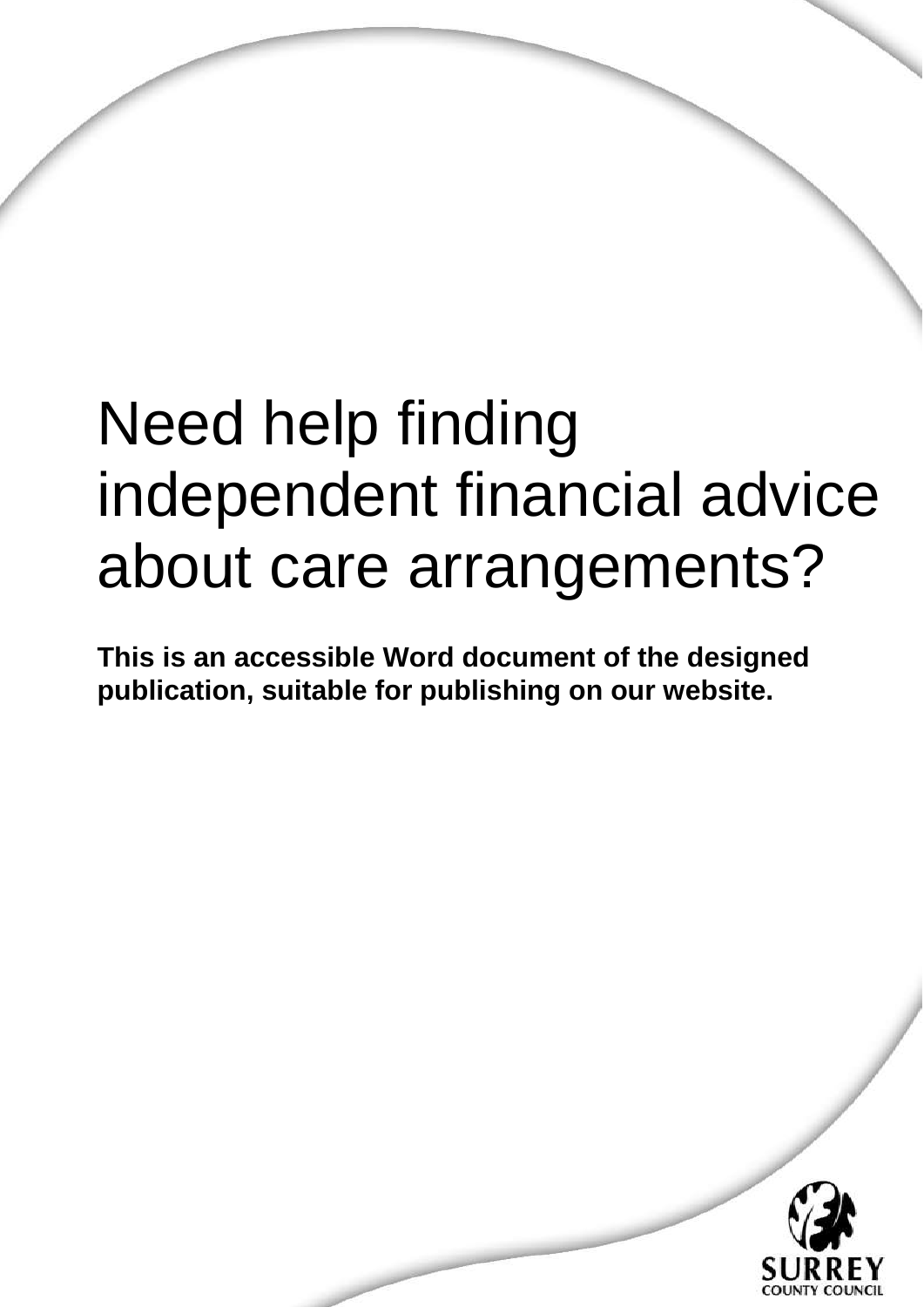# Need help finding independent financial advice about care arrangements?

**This is an accessible Word document of the designed publication, suitable for publishing on our website.**

SURREY COUNTY COUNCIL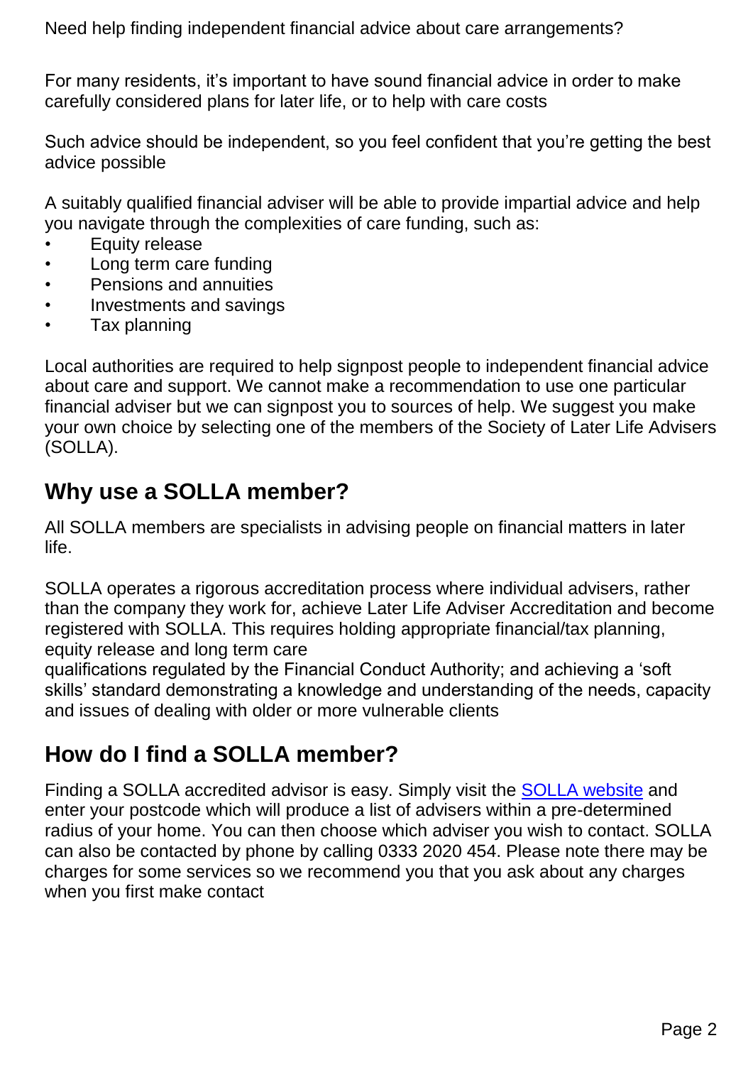Need help finding independent financial advice about care arrangements?

For many residents, it's important to have sound financial advice in order to make carefully considered plans for later life, or to help with care costs

Such advice should be independent, so you feel confident that you're getting the best advice possible

A suitably qualified financial adviser will be able to provide impartial advice and help you navigate through the complexities of care funding, such as:

- Equity release
- Long term care funding
- Pensions and annuities
- Investments and savings
- Tax planning

Local authorities are required to help signpost people to independent financial advice about care and support. We cannot make a recommendation to use one particular financial adviser but we can signpost you to sources of help. We suggest you make your own choice by selecting one of the members of the Society of Later Life Advisers (SOLLA).

## Why use a SOLLA member?

All SOLLA members are specialists in advising people on financial matters in later life.

SOLLA operates a rigorous accreditation process where individual advisers, rather than the company they work for, achieve Later Life Adviser Accreditation and become registered with SOLLA. This requires holding appropriate financial/tax planning, equity release and long term care qualifications regulated by the Financial Conduct Authority; and achieving a 'soft skills' standard demonstrating a knowledge and understanding of the needs, capacity and issues of dealing with older or more vulnerable clients

## How do I find a SOLLA member?

Finding a SOLLA accredited advisor is easy. Simply visit the SOLLA website and enter your postcode which will produce a list of advisers within a pre-determined radius of your home. You can then choose which adviser you wish to contact. SOLLA can also be contacted by phone by calling 0333 2020 454. Please note there may be charges for some services so we recommend you that you ask about any charges when you first make contact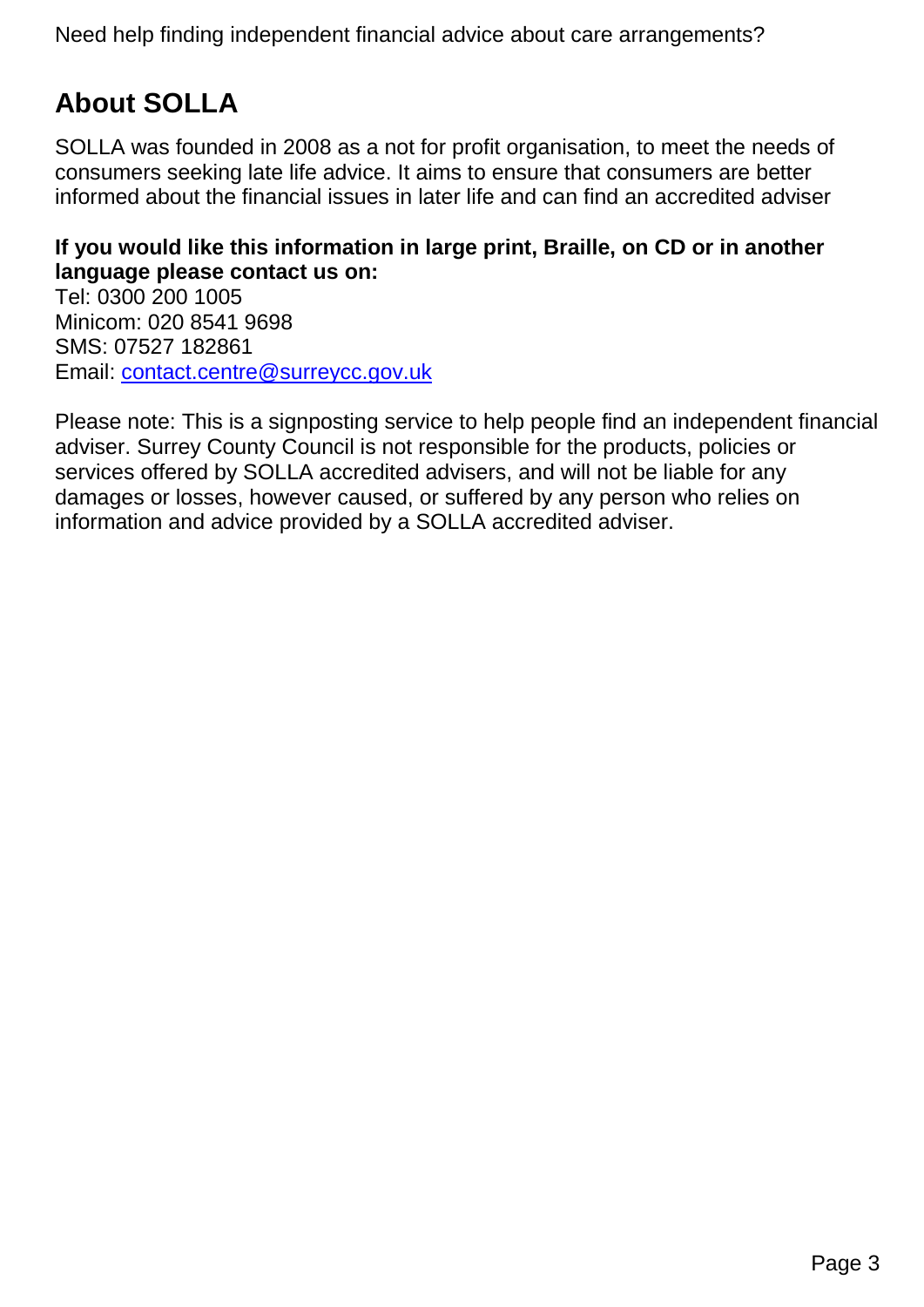Need help finding independent financial advice about care arrangements?

## About SOLLA

SOLLA was founded in 2008 as a not for profit organisation, to meet the needs of consumers seeking late life advice. It aims to ensure that consumers are better informed about the financial issues in later life and can find an accredited adviser

**If you would like this information in large print, Braille, on CD or in another language please contact us on:**
Tel: 0300 200 1005
Minicom: 020 8541 9698
SMS: 07527 182861
Email: [contact.centre@surreycc.gov.uk](mailto:contact.centre@surreycc.gov.uk)

Please note: This is a signposting service to help people find an independent financial adviser. Surrey County Council is not responsible for the products, policies or services offered by SOLLA accredited advisers, and will not be liable for any damages or losses, however caused, or suffered by any person who relies on information and advice provided by a SOLLA accredited adviser.